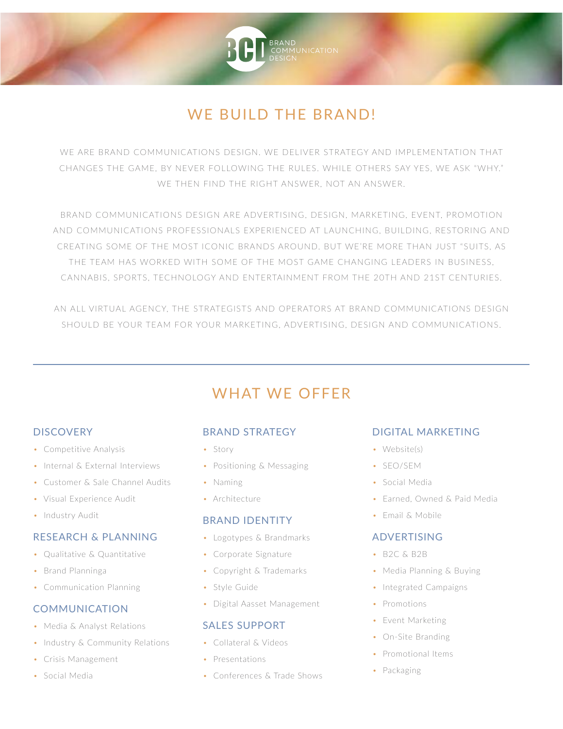BCD BRAND COMMUNICATION DESIGN

# WE BUILD THE BRAND!

WE ARE BRAND COMMUNICATIONS DESIGN. WE DELIVER STRATEGY AND IMPLEMENTATION THAT CHANGES THE GAME, BY NEVER FOLLOWING THE RULES. WHILE OTHERS SAY YES, WE ASK "WHY." WE THEN FIND THE RIGHT ANSWER, NOT AN ANSWER.

BRAND COMMUNICATIONS DESIGN ARE ADVERTISING, DESIGN, MARKETING, EVENT, PROMOTION AND COMMUNICATIONS PROFESSIONALS EXPERIENCED AT LAUNCHING, BUILDING, RESTORING AND CREATING SOME OF THE MOST ICONIC BRANDS AROUND. BUT WE'RE MORE THAN JUST "SUITS, AS THE TEAM HAS WORKED WITH SOME OF THE MOST GAME CHANGING LEADERS IN BUSINESS, CANNABIS, SPORTS, TECHNOLOGY AND ENTERTAINMENT FROM THE 20TH AND 21ST CENTURIES.

AN ALL VIRTUAL AGENCY, THE STRATEGISTS AND OPERATORS AT BRAND COMMUNICATIONS DESIGN SHOULD BE YOUR TEAM FOR YOUR MARKETING, ADVERTISING, DESIGN AND COMMUNICATIONS.

---

## WHAT WE OFFER

### DISCOVERY

- Competitive Analysis
- Internal & External Interviews
- Customer & Sale Channel Audits
- Visual Experience Audit
- Industry Audit

### RESEARCH & PLANNING

- Qualitative & Quantitative
- Brand Planninga
- Communication Planning

### COMMUNICATION

- Media & Analyst Relations
- Industry & Community Relations
- Crisis Management
- Social Media

### BRAND STRATEGY

- Story
- Positioning & Messaging
- Naming
- Architecture

### BRAND IDENTITY

- Logotypes & Brandmarks
- Corporate Signature
- Copyright & Trademarks
- Style Guide
- Digital Aasset Management

### SALES SUPPORT

- Collateral & Videos
- Presentations
- Conferences & Trade Shows

### DIGITAL MARKETING

- Website(s)
- SEO/SEM
- Social Media
- Earned, Owned & Paid Media
- Email & Mobile

### ADVERTISING

- B2C & B2B
- Media Planning & Buying
- Integrated Campaigns
- Promotions
- Event Marketing
- On-Site Branding
- Promotional Items
- Packaging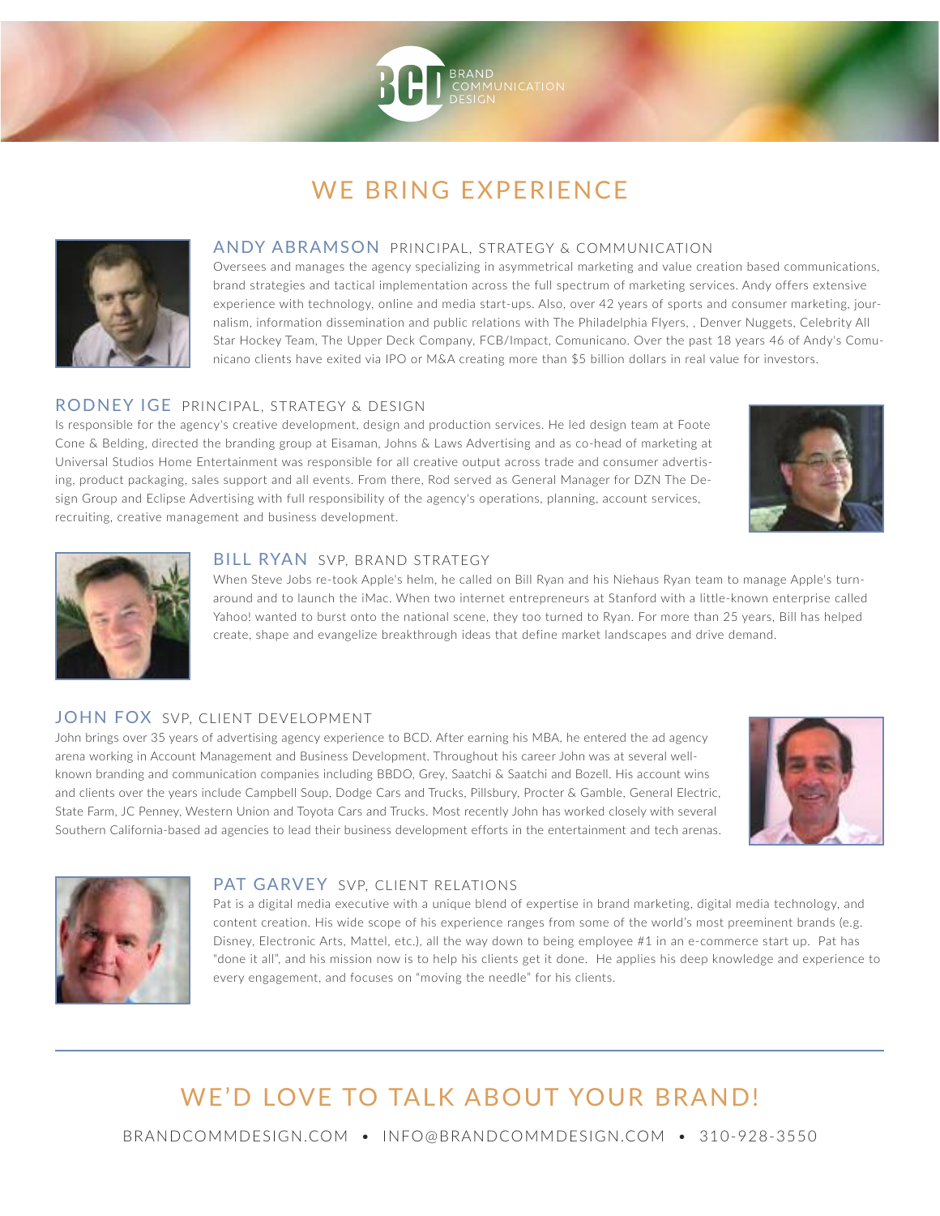BRAND COMMUNICATION DESIGN

# WE BRING EXPERIENCE

## ANDY ABRAMSON PRINCIPAL, STRATEGY & COMMUNICATION

Oversees and manages the agency specializing in asymmetrical marketing and value creation based communications, brand strategies and tactical implementation across the full spectrum of marketing services. Andy offers extensive experience with technology, online and media start-ups. Also, over 42 years of sports and consumer marketing, journalism, information dissemination and public relations with The Philadelphia Flyers, , Denver Nuggets, Celebrity All Star Hockey Team, The Upper Deck Company, FCB/Impact, Comunicano. Over the past 18 years 46 of Andy's Comunicano clients have exited via IPO or M&A creating more than $5 billion dollars in real value for investors.

## RODNEY IGE PRINCIPAL, STRATEGY & DESIGN

Is responsible for the agency's creative development, design and production services. He led design team at Foote Cone & Belding, directed the branding group at Eisaman, Johns & Laws Advertising and as co-head of marketing at Universal Studios Home Entertainment was responsible for all creative output across trade and consumer advertising, product packaging, sales support and all events. From there, Rod served as General Manager for DZN The Design Group and Eclipse Advertising with full responsibility of the agency's operations, planning, account services, recruiting, creative management and business development.

## BILL RYAN SVP, BRAND STRATEGY

When Steve Jobs re-took Apple's helm, he called on Bill Ryan and his Niehaus Ryan team to manage Apple's turnaround and to launch the iMac. When two internet entrepreneurs at Stanford with a little-known enterprise called Yahoo! wanted to burst onto the national scene, they too turned to Ryan. For more than 25 years, Bill has helped create, shape and evangelize breakthrough ideas that define market landscapes and drive demand.

## JOHN FOX SVP, CLIENT DEVELOPMENT

John brings over 35 years of advertising agency experience to BCD. After earning his MBA, he entered the ad agency arena working in Account Management and Business Development. Throughout his career John was at several well-known branding and communication companies including BBDO, Grey, Saatchi & Saatchi and Bozell. His account wins and clients over the years include Campbell Soup, Dodge Cars and Trucks, Pillsbury, Procter & Gamble, General Electric, State Farm, JC Penney, Western Union and Toyota Cars and Trucks. Most recently John has worked closely with several Southern California-based ad agencies to lead their business development efforts in the entertainment and tech arenas.

## PAT GARVEY SVP, CLIENT RELATIONS

Pat is a digital media executive with a unique blend of expertise in brand marketing, digital media technology, and content creation. His wide scope of his experience ranges from some of the world's most preeminent brands (e.g. Disney, Electronic Arts, Mattel, etc.), all the way down to being employee #1 in an e-commerce start up. Pat has "done it all", and his mission now is to help his clients get it done. He applies his deep knowledge and experience to every engagement, and focuses on "moving the needle" for his clients.

# WE'D LOVE TO TALK ABOUT YOUR BRAND!

BRANDCOMMDESIGN.COM • INFO@BRANDCOMMDESIGN.COM • 310-928-3550